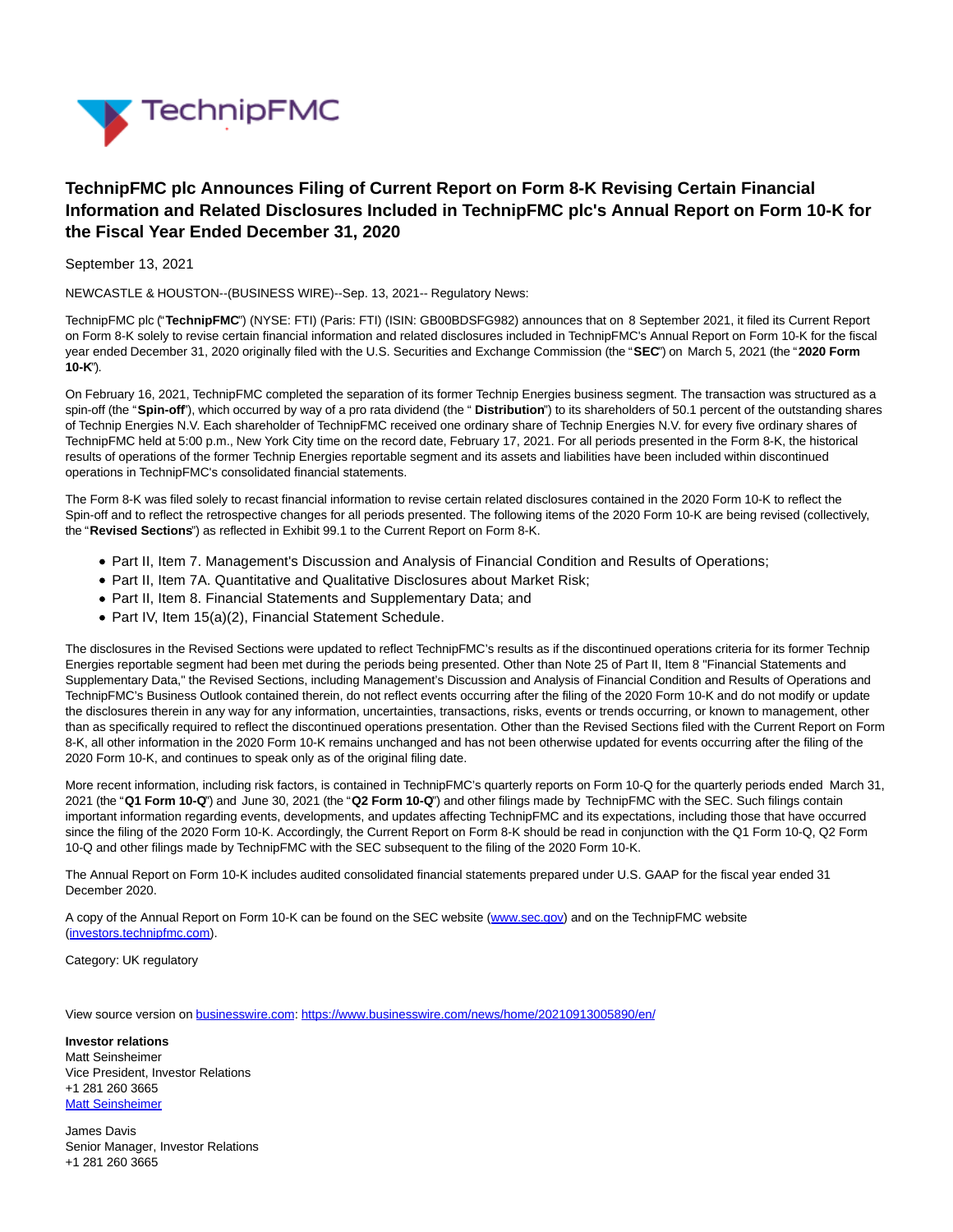# TechnipFMC plc Announces Filing of Current Report on Form 8-K Revising Certain Financial Information and Related Disclosures Included in TechnipFMC plc's Annual Report on Form 10-K for the Fiscal Year Ended December 31, 2020

September 13, 2021

NEWCASTLE & HOUSTON--(BUSINESS WIRE)--Sep. 13, 2021-- Regulatory News:

TechnipFMC plc ("**TechnipFMC**") (NYSE: FTI) (Paris: FTI) (ISIN: GB00BDSFG982) announces that on 8 September 2021, it filed its Current Report on Form 8-K solely to revise certain financial information and related disclosures included in TechnipFMC's Annual Report on Form 10-K for the fiscal year ended December 31, 2020 originally filed with the U.S. Securities and Exchange Commission (the "**SEC**") on March 5, 2021 (the "**2020 Form 10-K**").

On February 16, 2021, TechnipFMC completed the separation of its former Technip Energies business segment. The transaction was structured as a spin-off (the "**Spin-off**"), which occurred by way of a pro rata dividend (the " **Distribution**") to its shareholders of 50.1 percent of the outstanding shares of Technip Energies N.V. Each shareholder of TechnipFMC received one ordinary share of Technip Energies N.V. for every five ordinary shares of TechnipFMC held at 5:00 p.m., New York City time on the record date, February 17, 2021. For all periods presented in the Form 8-K, the historical results of operations of the former Technip Energies reportable segment and its assets and liabilities have been included within discontinued operations in TechnipFMC's consolidated financial statements.

The Form 8-K was filed solely to recast financial information to revise certain related disclosures contained in the 2020 Form 10-K to reflect the Spin-off and to reflect the retrospective changes for all periods presented. The following items of the 2020 Form 10-K are being revised (collectively, the "**Revised Sections**") as reflected in Exhibit 99.1 to the Current Report on Form 8-K.

- Part II, Item 7. Management's Discussion and Analysis of Financial Condition and Results of Operations;
- Part II, Item 7A. Quantitative and Qualitative Disclosures about Market Risk;
- Part II, Item 8. Financial Statements and Supplementary Data; and
- Part IV, Item 15(a)(2), Financial Statement Schedule.

The disclosures in the Revised Sections were updated to reflect TechnipFMC's results as if the discontinued operations criteria for its former Technip Energies reportable segment had been met during the periods being presented. Other than Note 25 of Part II, Item 8 "Financial Statements and Supplementary Data," the Revised Sections, including Management's Discussion and Analysis of Financial Condition and Results of Operations and TechnipFMC's Business Outlook contained therein, do not reflect events occurring after the filing of the 2020 Form 10-K and do not modify or update the disclosures therein in any way for any information, uncertainties, transactions, risks, events or trends occurring, or known to management, other than as specifically required to reflect the discontinued operations presentation. Other than the Revised Sections filed with the Current Report on Form 8-K, all other information in the 2020 Form 10-K remains unchanged and has not been otherwise updated for events occurring after the filing of the 2020 Form 10-K, and continues to speak only as of the original filing date.

More recent information, including risk factors, is contained in TechnipFMC's quarterly reports on Form 10-Q for the quarterly periods ended March 31, 2021 (the "**Q1 Form 10-Q**") and June 30, 2021 (the "**Q2 Form 10-Q**") and other filings made by TechnipFMC with the SEC. Such filings contain important information regarding events, developments, and updates affecting TechnipFMC and its expectations, including those that have occurred since the filing of the 2020 Form 10-K. Accordingly, the Current Report on Form 8-K should be read in conjunction with the Q1 Form 10-Q, Q2 Form 10-Q and other filings made by TechnipFMC with the SEC subsequent to the filing of the 2020 Form 10-K.

The Annual Report on Form 10-K includes audited consolidated financial statements prepared under U.S. GAAP for the fiscal year ended 31 December 2020.

A copy of the Annual Report on Form 10-K can be found on the SEC website (www.sec.gov) and on the TechnipFMC website (investors.technipfmc.com).

Category: UK regulatory

View source version on businesswire.com: https://www.businesswire.com/news/home/20210913005890/en/

**Investor relations**
Matt Seinsheimer
Vice President, Investor Relations
+1 281 260 3665
Matt Seinsheimer

James Davis
Senior Manager, Investor Relations
+1 281 260 3665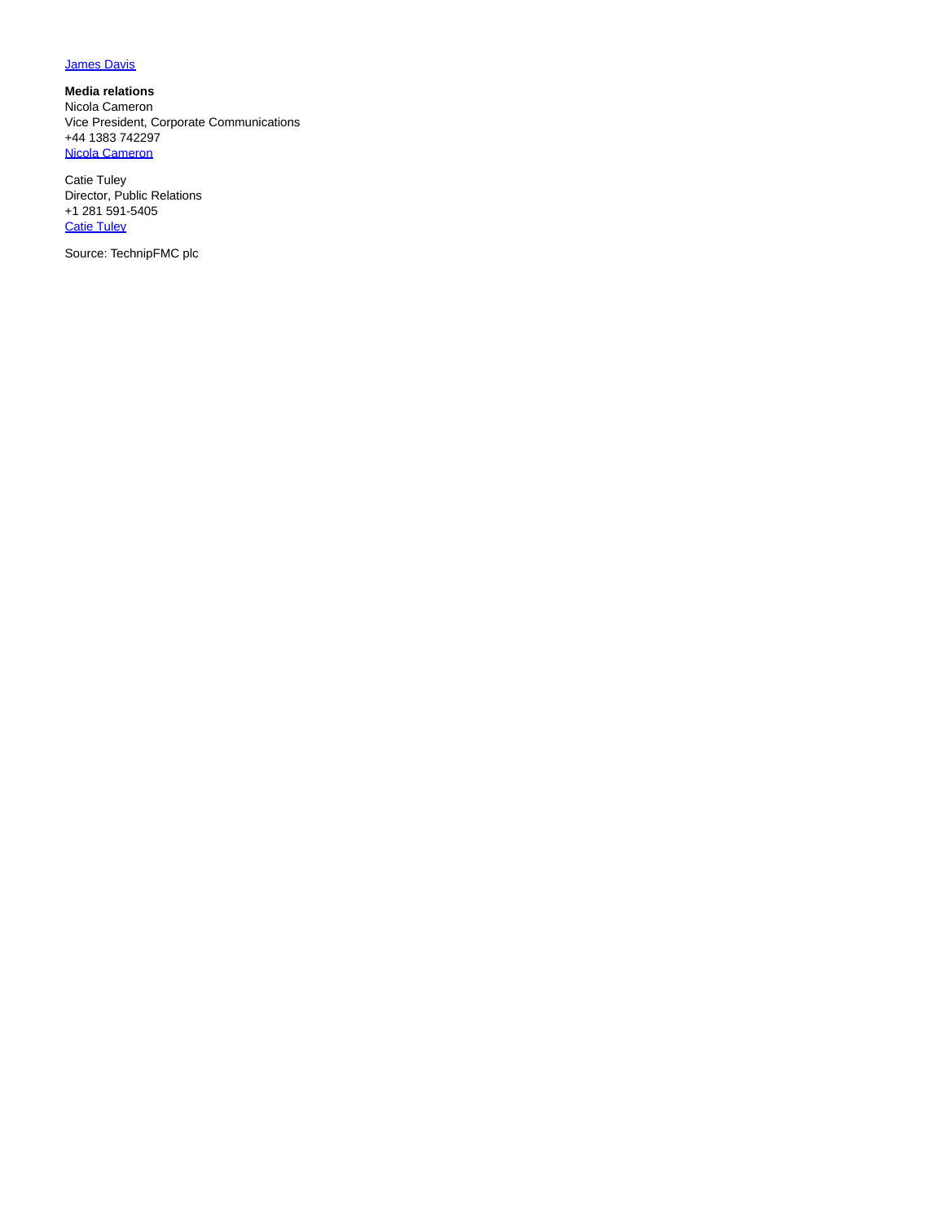James Davis

**Media relations**
Nicola Cameron
Vice President, Corporate Communications
+44 1383 742297
Nicola Cameron

Catie Tuley
Director, Public Relations
+1 281 591-5405
Catie Tuley

Source: TechnipFMC plc